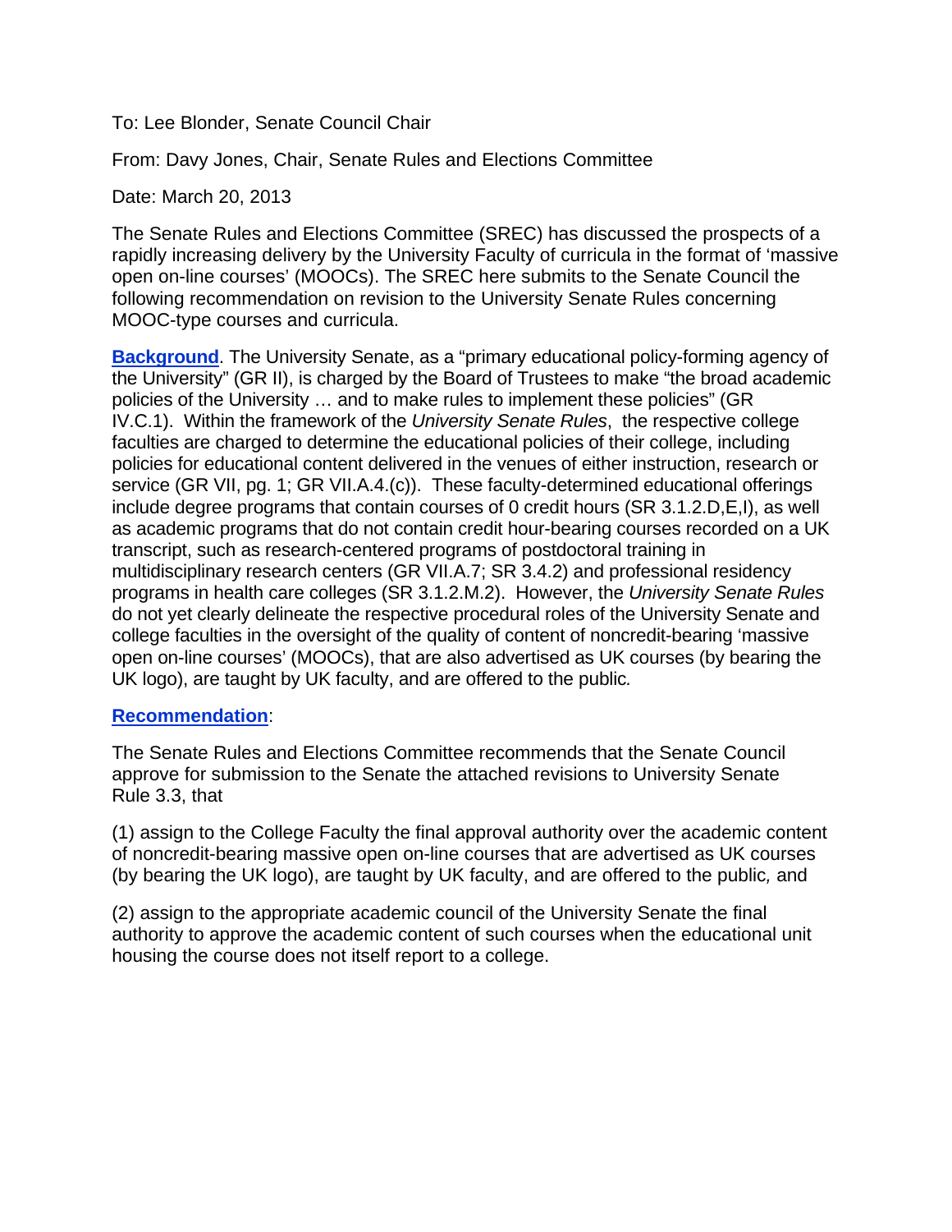To: Lee Blonder, Senate Council Chair

From: Davy Jones, Chair, Senate Rules and Elections Committee

Date: March 20, 2013

The Senate Rules and Elections Committee (SREC) has discussed the prospects of a rapidly increasing delivery by the University Faculty of curricula in the format of 'massive open on-line courses' (MOOCs). The SREC here submits to the Senate Council the following recommendation on revision to the University Senate Rules concerning MOOC-type courses and curricula.

**Background**. The University Senate, as a "primary educational policy-forming agency of the University" (GR II), is charged by the Board of Trustees to make "the broad academic policies of the University … and to make rules to implement these policies" (GR IV.C.1). Within the framework of the *University Senate Rules*, the respective college faculties are charged to determine the educational policies of their college, including policies for educational content delivered in the venues of either instruction, research or service (GR VII, pg. 1; GR VII.A.4.(c)). These faculty-determined educational offerings include degree programs that contain courses of 0 credit hours (SR 3.1.2.D,E,I), as well as academic programs that do not contain credit hour-bearing courses recorded on a UK transcript, such as research-centered programs of postdoctoral training in multidisciplinary research centers (GR VII.A.7; SR 3.4.2) and professional residency programs in health care colleges (SR 3.1.2.M.2). However, the *University Senate Rules* do not yet clearly delineate the respective procedural roles of the University Senate and college faculties in the oversight of the quality of content of noncredit-bearing 'massive open on-line courses' (MOOCs), that are also advertised as UK courses (by bearing the UK logo), are taught by UK faculty, and are offered to the public*.*

**Recommendation**:

The Senate Rules and Elections Committee recommends that the Senate Council approve for submission to the Senate the attached revisions to University Senate Rule 3.3, that

(1) assign to the College Faculty the final approval authority over the academic content of noncredit-bearing massive open on-line courses that are advertised as UK courses (by bearing the UK logo), are taught by UK faculty, and are offered to the public*,* and

(2) assign to the appropriate academic council of the University Senate the final authority to approve the academic content of such courses when the educational unit housing the course does not itself report to a college.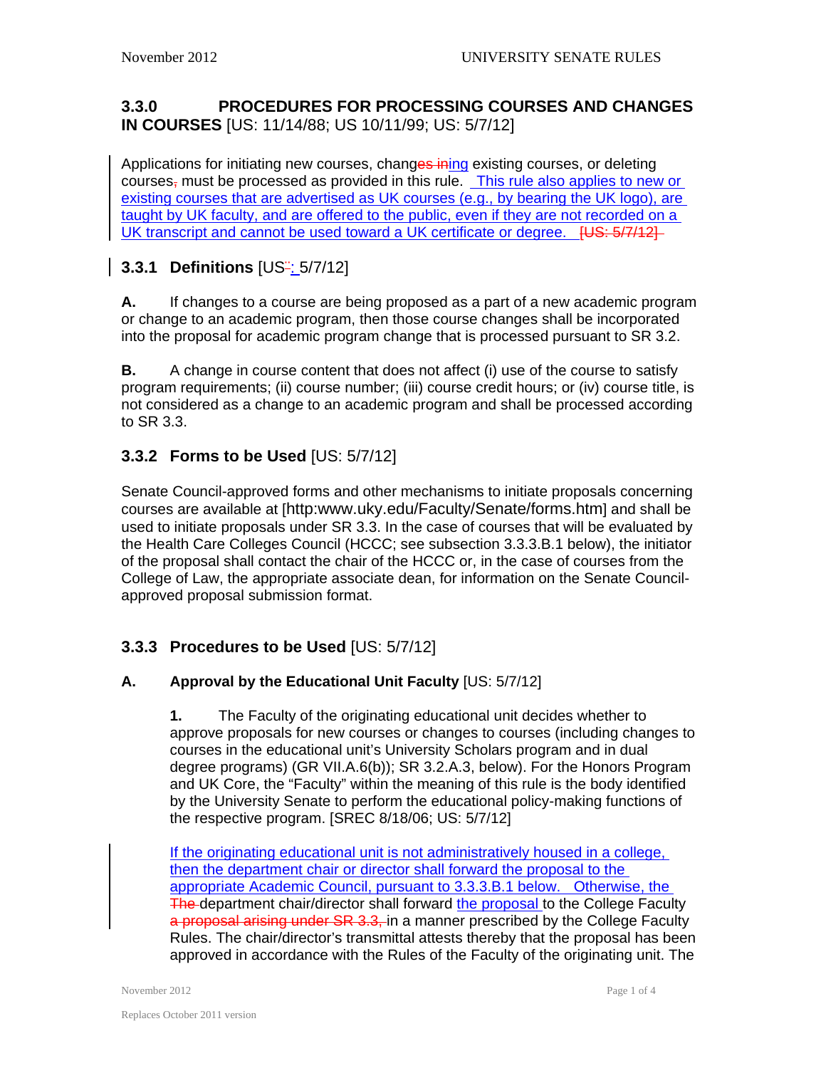## 3.3.0 PROCEDURES FOR PROCESSING COURSES AND CHANGES IN COURSES [US: 11/14/88; US 10/11/99; US: 5/7/12]

Applications for initiating new courses, changes ining existing courses, or deleting courses, must be processed as provided in this rule. This rule also applies to new or existing courses that are advertised as UK courses (e.g., by bearing the UK logo), are taught by UK faculty, and are offered to the public, even if they are not recorded on a UK transcript and cannot be used toward a UK certificate or degree. [US: 5/7/12]

### 3.3.1 Definitions [US: 5/7/12]

**A.** If changes to a course are being proposed as a part of a new academic program or change to an academic program, then those course changes shall be incorporated into the proposal for academic program change that is processed pursuant to SR 3.2.

**B.** A change in course content that does not affect (i) use of the course to satisfy program requirements; (ii) course number; (iii) course credit hours; or (iv) course title, is not considered as a change to an academic program and shall be processed according to SR 3.3.

### 3.3.2 Forms to be Used [US: 5/7/12]

Senate Council-approved forms and other mechanisms to initiate proposals concerning courses are available at [http:www.uky.edu/Faculty/Senate/forms.htm] and shall be used to initiate proposals under SR 3.3. In the case of courses that will be evaluated by the Health Care Colleges Council (HCCC; see subsection 3.3.3.B.1 below), the initiator of the proposal shall contact the chair of the HCCC or, in the case of courses from the College of Law, the appropriate associate dean, for information on the Senate Council-approved proposal submission format.

### 3.3.3 Procedures to be Used [US: 5/7/12]

#### A. Approval by the Educational Unit Faculty [US: 5/7/12]

**1.** The Faculty of the originating educational unit decides whether to approve proposals for new courses or changes to courses (including changes to courses in the educational unit's University Scholars program and in dual degree programs) (GR VII.A.6(b)); SR 3.2.A.3, below). For the Honors Program and UK Core, the "Faculty" within the meaning of this rule is the body identified by the University Senate to perform the educational policy-making functions of the respective program. [SREC 8/18/06; US: 5/7/12]

If the originating educational unit is not administratively housed in a college, then the department chair or director shall forward the proposal to the appropriate Academic Council, pursuant to 3.3.3.B.1 below. Otherwise, the The department chair/director shall forward the proposal to the College Faculty a proposal arising under SR 3.3, in a manner prescribed by the College Faculty Rules. The chair/director's transmittal attests thereby that the proposal has been approved in accordance with the Rules of the Faculty of the originating unit. The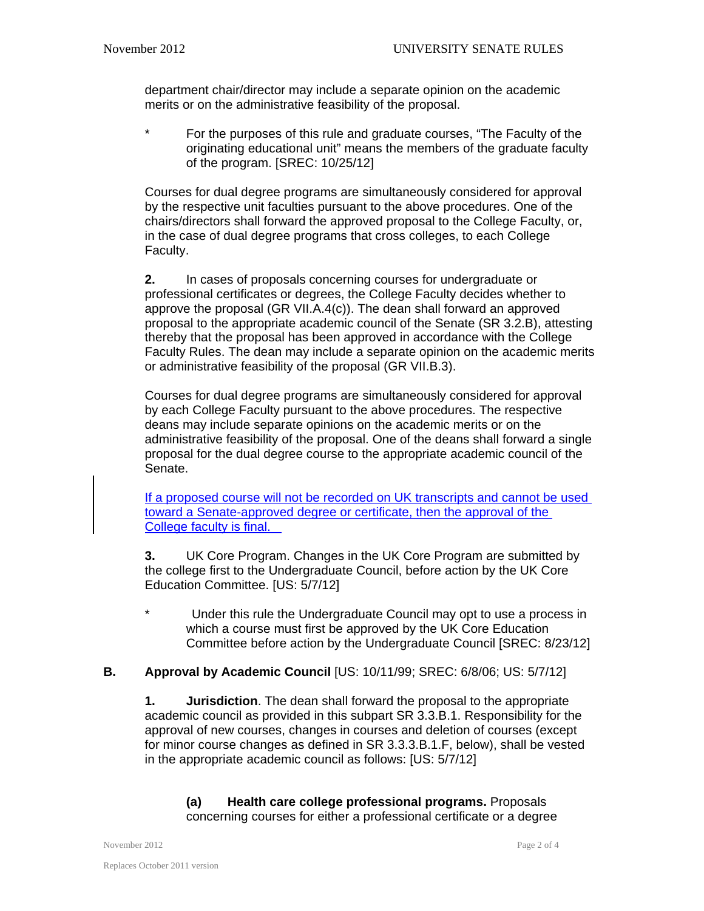department chair/director may include a separate opinion on the academic merits or on the administrative feasibility of the proposal.

\*    For the purposes of this rule and graduate courses, "The Faculty of the originating educational unit" means the members of the graduate faculty of the program. [SREC: 10/25/12]

Courses for dual degree programs are simultaneously considered for approval by the respective unit faculties pursuant to the above procedures. One of the chairs/directors shall forward the approved proposal to the College Faculty, or, in the case of dual degree programs that cross colleges, to each College Faculty.

**2.** In cases of proposals concerning courses for undergraduate or professional certificates or degrees, the College Faculty decides whether to approve the proposal (GR VII.A.4(c)). The dean shall forward an approved proposal to the appropriate academic council of the Senate (SR 3.2.B), attesting thereby that the proposal has been approved in accordance with the College Faculty Rules. The dean may include a separate opinion on the academic merits or administrative feasibility of the proposal (GR VII.B.3).

Courses for dual degree programs are simultaneously considered for approval by each College Faculty pursuant to the above procedures. The respective deans may include separate opinions on the academic merits or on the administrative feasibility of the proposal. One of the deans shall forward a single proposal for the dual degree course to the appropriate academic council of the Senate.

<u>If a proposed course will not be recorded on UK transcripts and cannot be used toward a Senate-approved degree or certificate, then the approval of the College faculty is final.</u>

**3.** UK Core Program. Changes in the UK Core Program are submitted by the college first to the Undergraduate Council, before action by the UK Core Education Committee. [US: 5/7/12]

\*    Under this rule the Undergraduate Council may opt to use a process in which a course must first be approved by the UK Core Education Committee before action by the Undergraduate Council [SREC: 8/23/12]

### B. Approval by Academic Council [US: 10/11/99; SREC: 6/8/06; US: 5/7/12]

**1. Jurisdiction**. The dean shall forward the proposal to the appropriate academic council as provided in this subpart SR 3.3.B.1. Responsibility for the approval of new courses, changes in courses and deletion of courses (except for minor course changes as defined in SR 3.3.3.B.1.F, below), shall be vested in the appropriate academic council as follows: [US: 5/7/12]

**(a) Health care college professional programs.** Proposals concerning courses for either a professional certificate or a degree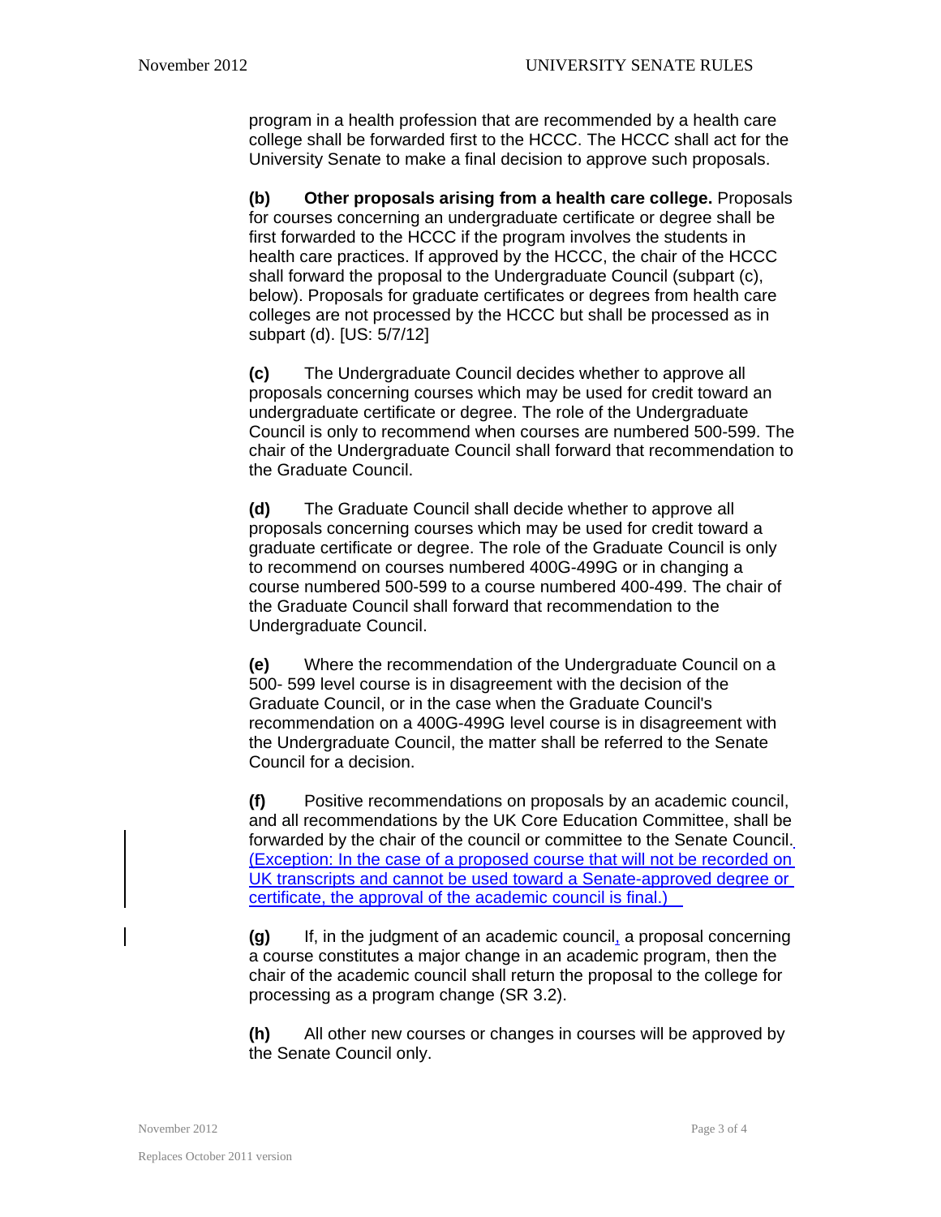program in a health profession that are recommended by a health care college shall be forwarded first to the HCCC. The HCCC shall act for the University Senate to make a final decision to approve such proposals.

**(b) Other proposals arising from a health care college.** Proposals for courses concerning an undergraduate certificate or degree shall be first forwarded to the HCCC if the program involves the students in health care practices. If approved by the HCCC, the chair of the HCCC shall forward the proposal to the Undergraduate Council (subpart (c), below). Proposals for graduate certificates or degrees from health care colleges are not processed by the HCCC but shall be processed as in subpart (d). [US: 5/7/12]

**(c)** The Undergraduate Council decides whether to approve all proposals concerning courses which may be used for credit toward an undergraduate certificate or degree. The role of the Undergraduate Council is only to recommend when courses are numbered 500-599. The chair of the Undergraduate Council shall forward that recommendation to the Graduate Council.

**(d)** The Graduate Council shall decide whether to approve all proposals concerning courses which may be used for credit toward a graduate certificate or degree. The role of the Graduate Council is only to recommend on courses numbered 400G-499G or in changing a course numbered 500-599 to a course numbered 400-499. The chair of the Graduate Council shall forward that recommendation to the Undergraduate Council.

**(e)** Where the recommendation of the Undergraduate Council on a 500- 599 level course is in disagreement with the decision of the Graduate Council, or in the case when the Graduate Council's recommendation on a 400G-499G level course is in disagreement with the Undergraduate Council, the matter shall be referred to the Senate Council for a decision.

**(f)** Positive recommendations on proposals by an academic council, and all recommendations by the UK Core Education Committee, shall be forwarded by the chair of the council or committee to the Senate Council. (Exception: In the case of a proposed course that will not be recorded on UK transcripts and cannot be used toward a Senate-approved degree or certificate, the approval of the academic council is final.)

**(g)** If, in the judgment of an academic council, a proposal concerning a course constitutes a major change in an academic program, then the chair of the academic council shall return the proposal to the college for processing as a program change (SR 3.2).

**(h)** All other new courses or changes in courses will be approved by the Senate Council only.

Replaces October 2011 version